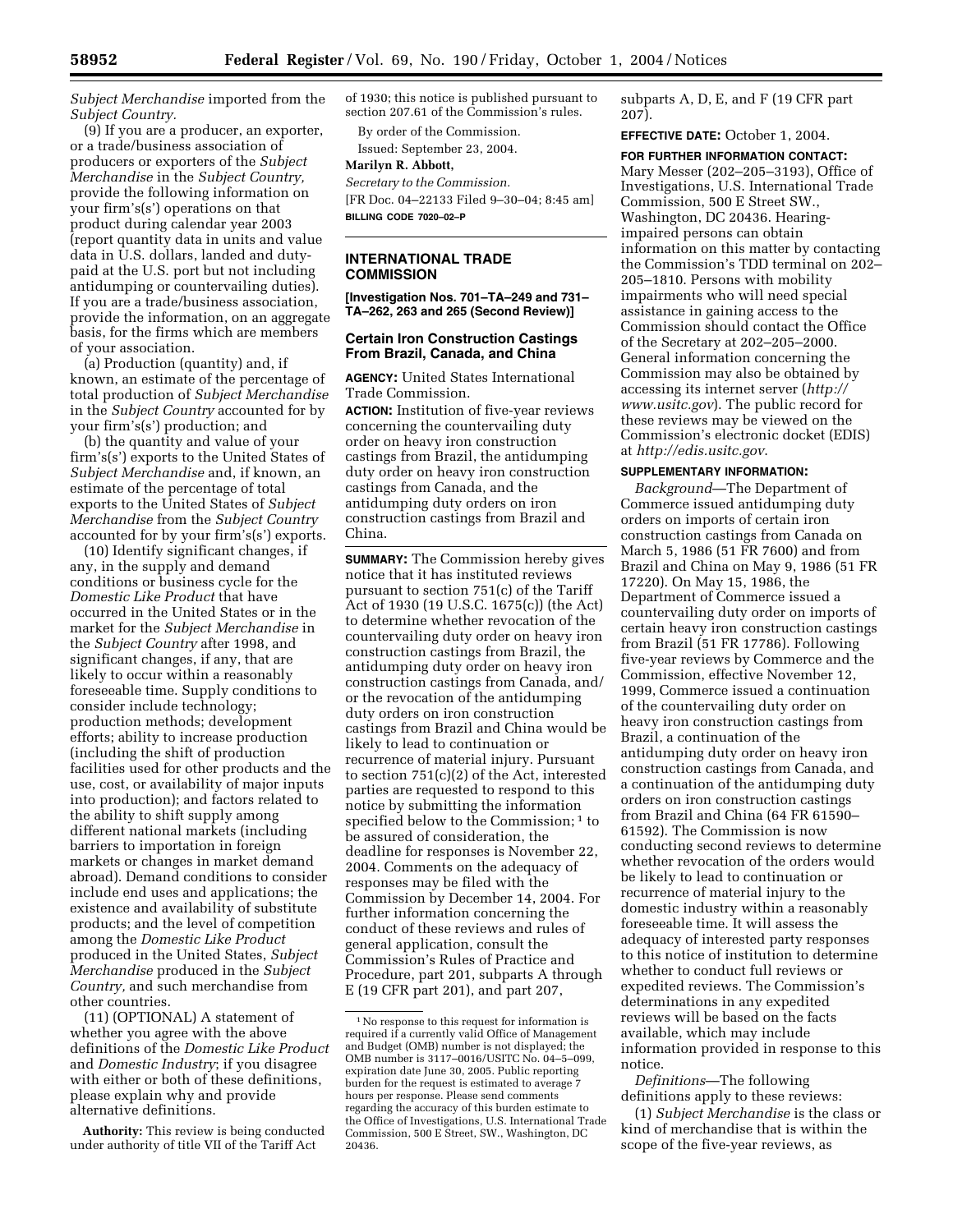*Subject Merchandise* imported from the *Subject Country.*

(9) If you are a producer, an exporter, or a trade/business association of producers or exporters of the *Subject Merchandise* in the *Subject Country,* provide the following information on your firm's(s') operations on that product during calendar year 2003 (report quantity data in units and value data in U.S. dollars, landed and duty-paid at the U.S. port but not including antidumping or countervailing duties). If you are a trade/business association, provide the information, on an aggregate basis, for the firms which are members of your association.

(a) Production (quantity) and, if known, an estimate of the percentage of total production of *Subject Merchandise* in the *Subject Country* accounted for by your firm's(s') production; and

(b) the quantity and value of your firm's(s') exports to the United States of *Subject Merchandise* and, if known, an estimate of the percentage of total exports to the United States of *Subject Merchandise* from the *Subject Country* accounted for by your firm's(s') exports.

(10) Identify significant changes, if any, in the supply and demand conditions or business cycle for the *Domestic Like Product* that have occurred in the United States or in the market for the *Subject Merchandise* in the *Subject Country* after 1998, and significant changes, if any, that are likely to occur within a reasonably foreseeable time. Supply conditions to consider include technology; production methods; development efforts; ability to increase production (including the shift of production facilities used for other products and the use, cost, or availability of major inputs into production); and factors related to the ability to shift supply among different national markets (including barriers to importation in foreign markets or changes in market demand abroad). Demand conditions to consider include end uses and applications; the existence and availability of substitute products; and the level of competition among the *Domestic Like Product* produced in the United States, *Subject Merchandise* produced in the *Subject Country,* and such merchandise from other countries.

(11) (OPTIONAL) A statement of whether you agree with the above definitions of the *Domestic Like Product* and *Domestic Industry*; if you disagree with either or both of these definitions, please explain why and provide alternative definitions.

**Authority:** This review is being conducted under authority of title VII of the Tariff Act of 1930; this notice is published pursuant to section 207.61 of the Commission's rules.

By order of the Commission.

Issued: September 23, 2004.

**Marilyn R. Abbott,**

*Secretary to the Commission.*

[FR Doc. 04–22133 Filed 9–30–04; 8:45 am]

**BILLING CODE 7020–02–P**

---

## INTERNATIONAL TRADE COMMISSION

**[Investigation Nos. 701–TA–249 and 731–TA–262, 263 and 265 (Second Review)]**

### Certain Iron Construction Castings From Brazil, Canada, and China

**AGENCY:** United States International Trade Commission.

**ACTION:** Institution of five-year reviews concerning the countervailing duty order on heavy iron construction castings from Brazil, the antidumping duty order on heavy iron construction castings from Canada, and the antidumping duty orders on iron construction castings from Brazil and China.

**SUMMARY:** The Commission hereby gives notice that it has instituted reviews pursuant to section 751(c) of the Tariff Act of 1930 (19 U.S.C. 1675(c)) (the Act) to determine whether revocation of the countervailing duty order on heavy iron construction castings from Brazil, the antidumping duty order on heavy iron construction castings from Canada, and/or the revocation of the antidumping duty orders on iron construction castings from Brazil and China would be likely to lead to continuation or recurrence of material injury. Pursuant to section 751(c)(2) of the Act, interested parties are requested to respond to this notice by submitting the information specified below to the Commission;[1] to be assured of consideration, the deadline for responses is November 22, 2004. Comments on the adequacy of responses may be filed with the Commission by December 14, 2004. For further information concerning the conduct of these reviews and rules of general application, consult the Commission's Rules of Practice and Procedure, part 201, subparts A through E (19 CFR part 201), and part 207, subparts A, D, E, and F (19 CFR part 207).

[1] No response to this request for information is required if a currently valid Office of Management and Budget (OMB) number is not displayed; the OMB number is 3117–0016/USITC No. 04–5–099, expiration date June 30, 2005. Public reporting burden for the request is estimated to average 7 hours per response. Please send comments regarding the accuracy of this burden estimate to the Office of Investigations, U.S. International Trade Commission, 500 E Street, SW., Washington, DC 20436.

**EFFECTIVE DATE:** October 1, 2004.

**FOR FURTHER INFORMATION CONTACT:** Mary Messer (202–205–3193), Office of Investigations, U.S. International Trade Commission, 500 E Street SW., Washington, DC 20436. Hearing-impaired persons can obtain information on this matter by contacting the Commission's TDD terminal on 202–205–1810. Persons with mobility impairments who will need special assistance in gaining access to the Commission should contact the Office of the Secretary at 202–205–2000. General information concerning the Commission may also be obtained by accessing its internet server (*http://www.usitc.gov*). The public record for these reviews may be viewed on the Commission's electronic docket (EDIS) at *http://edis.usitc.gov*.

**SUPPLEMENTARY INFORMATION:**

*Background*—The Department of Commerce issued antidumping duty orders on imports of certain iron construction castings from Canada on March 5, 1986 (51 FR 7600) and from Brazil and China on May 9, 1986 (51 FR 17220). On May 15, 1986, the Department of Commerce issued a countervailing duty order on imports of certain heavy iron construction castings from Brazil (51 FR 17786). Following five-year reviews by Commerce and the Commission, effective November 12, 1999, Commerce issued a continuation of the countervailing duty order on heavy iron construction castings from Brazil, a continuation of the antidumping duty order on heavy iron construction castings from Canada, and a continuation of the antidumping duty orders on iron construction castings from Brazil and China (64 FR 61590–61592). The Commission is now conducting second reviews to determine whether revocation of the orders would be likely to lead to continuation or recurrence of material injury to the domestic industry within a reasonably foreseeable time. It will assess the adequacy of interested party responses to this notice of institution to determine whether to conduct full reviews or expedited reviews. The Commission's determinations in any expedited reviews will be based on the facts available, which may include information provided in response to this notice.

*Definitions*—The following definitions apply to these reviews:

(1) *Subject Merchandise* is the class or kind of merchandise that is within the scope of the five-year reviews, as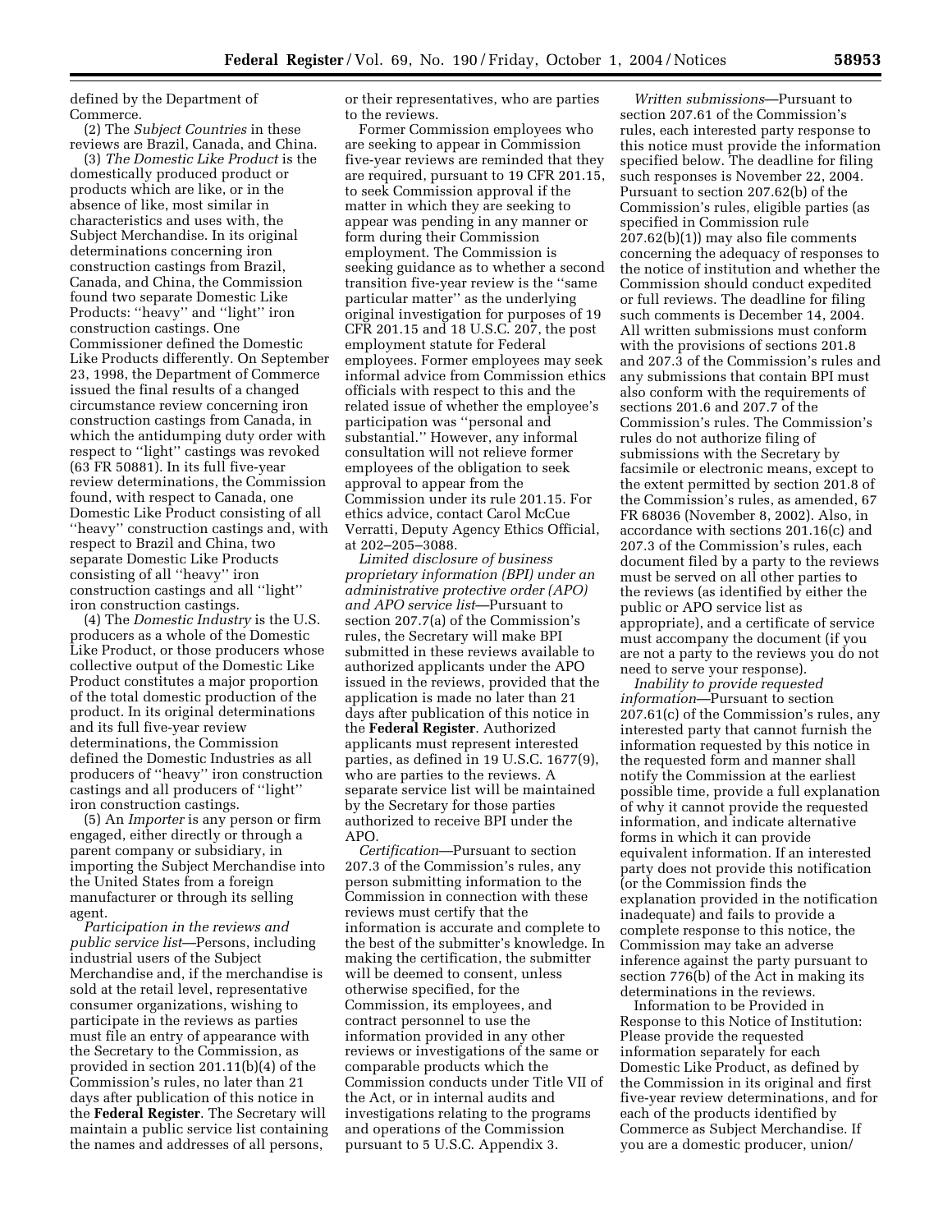defined by the Department of Commerce.

(2) The *Subject Countries* in these reviews are Brazil, Canada, and China.

(3) *The Domestic Like Product* is the domestically produced product or products which are like, or in the absence of like, most similar in characteristics and uses with, the Subject Merchandise. In its original determinations concerning iron construction castings from Brazil, Canada, and China, the Commission found two separate Domestic Like Products: ''heavy'' and ''light'' iron construction castings. One Commissioner defined the Domestic Like Products differently. On September 23, 1998, the Department of Commerce issued the final results of a changed circumstance review concerning iron construction castings from Canada, in which the antidumping duty order with respect to ''light'' castings was revoked (63 FR 50881). In its full five-year review determinations, the Commission found, with respect to Canada, one Domestic Like Product consisting of all ''heavy'' construction castings and, with respect to Brazil and China, two separate Domestic Like Products consisting of all ''heavy'' iron construction castings and all ''light'' iron construction castings.

(4) The *Domestic Industry* is the U.S. producers as a whole of the Domestic Like Product, or those producers whose collective output of the Domestic Like Product constitutes a major proportion of the total domestic production of the product. In its original determinations and its full five-year review determinations, the Commission defined the Domestic Industries as all producers of ''heavy'' iron construction castings and all producers of ''light'' iron construction castings.

(5) An *Importer* is any person or firm engaged, either directly or through a parent company or subsidiary, in importing the Subject Merchandise into the United States from a foreign manufacturer or through its selling agent.

*Participation in the reviews and public service list*—Persons, including industrial users of the Subject Merchandise and, if the merchandise is sold at the retail level, representative consumer organizations, wishing to participate in the reviews as parties must file an entry of appearance with the Secretary to the Commission, as provided in section 201.11(b)(4) of the Commission's rules, no later than 21 days after publication of this notice in the **Federal Register**. The Secretary will maintain a public service list containing the names and addresses of all persons, or their representatives, who are parties to the reviews.

Former Commission employees who are seeking to appear in Commission five-year reviews are reminded that they are required, pursuant to 19 CFR 201.15, to seek Commission approval if the matter in which they are seeking to appear was pending in any manner or form during their Commission employment. The Commission is seeking guidance as to whether a second transition five-year review is the ''same particular matter'' as the underlying original investigation for purposes of 19 CFR 201.15 and 18 U.S.C. 207, the post employment statute for Federal employees. Former employees may seek informal advice from Commission ethics officials with respect to this and the related issue of whether the employee's participation was ''personal and substantial.'' However, any informal consultation will not relieve former employees of the obligation to seek approval to appear from the Commission under its rule 201.15. For ethics advice, contact Carol McCue Verratti, Deputy Agency Ethics Official, at 202–205–3088.

*Limited disclosure of business proprietary information (BPI) under an administrative protective order (APO) and APO service list*—Pursuant to section 207.7(a) of the Commission's rules, the Secretary will make BPI submitted in these reviews available to authorized applicants under the APO issued in the reviews, provided that the application is made no later than 21 days after publication of this notice in the **Federal Register**. Authorized applicants must represent interested parties, as defined in 19 U.S.C. 1677(9), who are parties to the reviews. A separate service list will be maintained by the Secretary for those parties authorized to receive BPI under the APO.

*Certification*—Pursuant to section 207.3 of the Commission's rules, any person submitting information to the Commission in connection with these reviews must certify that the information is accurate and complete to the best of the submitter's knowledge. In making the certification, the submitter will be deemed to consent, unless otherwise specified, for the Commission, its employees, and contract personnel to use the information provided in any other reviews or investigations of the same or comparable products which the Commission conducts under Title VII of the Act, or in internal audits and investigations relating to the programs and operations of the Commission pursuant to 5 U.S.C. Appendix 3.

*Written submissions*—Pursuant to section 207.61 of the Commission's rules, each interested party response to this notice must provide the information specified below. The deadline for filing such responses is November 22, 2004. Pursuant to section 207.62(b) of the Commission's rules, eligible parties (as specified in Commission rule 207.62(b)(1)) may also file comments concerning the adequacy of responses to the notice of institution and whether the Commission should conduct expedited or full reviews. The deadline for filing such comments is December 14, 2004. All written submissions must conform with the provisions of sections 201.8 and 207.3 of the Commission's rules and any submissions that contain BPI must also conform with the requirements of sections 201.6 and 207.7 of the Commission's rules. The Commission's rules do not authorize filing of submissions with the Secretary by facsimile or electronic means, except to the extent permitted by section 201.8 of the Commission's rules, as amended, 67 FR 68036 (November 8, 2002). Also, in accordance with sections 201.16(c) and 207.3 of the Commission's rules, each document filed by a party to the reviews must be served on all other parties to the reviews (as identified by either the public or APO service list as appropriate), and a certificate of service must accompany the document (if you are not a party to the reviews you do not need to serve your response).

*Inability to provide requested information*—Pursuant to section 207.61(c) of the Commission's rules, any interested party that cannot furnish the information requested by this notice in the requested form and manner shall notify the Commission at the earliest possible time, provide a full explanation of why it cannot provide the requested information, and indicate alternative forms in which it can provide equivalent information. If an interested party does not provide this notification (or the Commission finds the explanation provided in the notification inadequate) and fails to provide a complete response to this notice, the Commission may take an adverse inference against the party pursuant to section 776(b) of the Act in making its determinations in the reviews.

Information to be Provided in Response to this Notice of Institution: Please provide the requested information separately for each Domestic Like Product, as defined by the Commission in its original and first five-year review determinations, and for each of the products identified by Commerce as Subject Merchandise. If you are a domestic producer, union/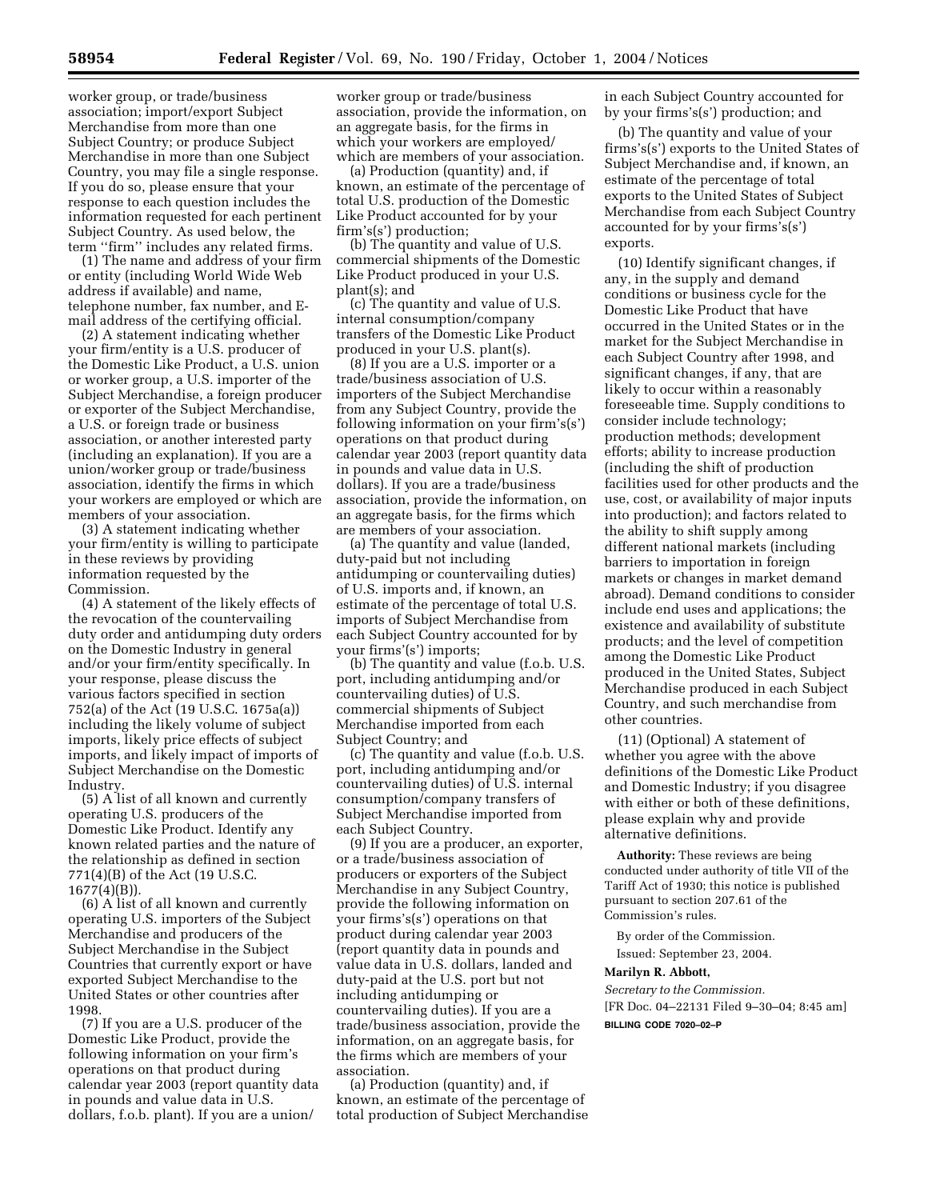worker group, or trade/business association; import/export Subject Merchandise from more than one Subject Country; or produce Subject Merchandise in more than one Subject Country, you may file a single response. If you do so, please ensure that your response to each question includes the information requested for each pertinent Subject Country. As used below, the term ''firm'' includes any related firms.

(1) The name and address of your firm or entity (including World Wide Web address if available) and name, telephone number, fax number, and E-mail address of the certifying official.

(2) A statement indicating whether your firm/entity is a U.S. producer of the Domestic Like Product, a U.S. union or worker group, a U.S. importer of the Subject Merchandise, a foreign producer or exporter of the Subject Merchandise, a U.S. or foreign trade or business association, or another interested party (including an explanation). If you are a union/worker group or trade/business association, identify the firms in which your workers are employed or which are members of your association.

(3) A statement indicating whether your firm/entity is willing to participate in these reviews by providing information requested by the Commission.

(4) A statement of the likely effects of the revocation of the countervailing duty order and antidumping duty orders on the Domestic Industry in general and/or your firm/entity specifically. In your response, please discuss the various factors specified in section 752(a) of the Act (19 U.S.C. 1675a(a)) including the likely volume of subject imports, likely price effects of subject imports, and likely impact of imports of Subject Merchandise on the Domestic Industry.

(5) A list of all known and currently operating U.S. producers of the Domestic Like Product. Identify any known related parties and the nature of the relationship as defined in section 771(4)(B) of the Act (19 U.S.C. 1677(4)(B)).

(6) A list of all known and currently operating U.S. importers of the Subject Merchandise and producers of the Subject Merchandise in the Subject Countries that currently export or have exported Subject Merchandise to the United States or other countries after 1998.

(7) If you are a U.S. producer of the Domestic Like Product, provide the following information on your firm's operations on that product during calendar year 2003 (report quantity data in pounds and value data in U.S. dollars, f.o.b. plant). If you are a union/worker group or trade/business association, provide the information, on an aggregate basis, for the firms in which your workers are employed/which are members of your association.

(a) Production (quantity) and, if known, an estimate of the percentage of total U.S. production of the Domestic Like Product accounted for by your firm's(s') production;

(b) The quantity and value of U.S. commercial shipments of the Domestic Like Product produced in your U.S. plant(s); and

(c) The quantity and value of U.S. internal consumption/company transfers of the Domestic Like Product produced in your U.S. plant(s).

(8) If you are a U.S. importer or a trade/business association of U.S. importers of the Subject Merchandise from any Subject Country, provide the following information on your firm's(s') operations on that product during calendar year 2003 (report quantity data in pounds and value data in U.S. dollars). If you are a trade/business association, provide the information, on an aggregate basis, for the firms which are members of your association.

(a) The quantity and value (landed, duty-paid but not including antidumping or countervailing duties) of U.S. imports and, if known, an estimate of the percentage of total U.S. imports of Subject Merchandise from each Subject Country accounted for by your firms'(s') imports;

(b) The quantity and value (f.o.b. U.S. port, including antidumping and/or countervailing duties) of U.S. commercial shipments of Subject Merchandise imported from each Subject Country; and

(c) The quantity and value (f.o.b. U.S. port, including antidumping and/or countervailing duties) of U.S. internal consumption/company transfers of Subject Merchandise imported from each Subject Country.

(9) If you are a producer, an exporter, or a trade/business association of producers or exporters of the Subject Merchandise in any Subject Country, provide the following information on your firms's(s') operations on that product during calendar year 2003 (report quantity data in pounds and value data in U.S. dollars, landed and duty-paid at the U.S. port but not including antidumping or countervailing duties). If you are a trade/business association, provide the information, on an aggregate basis, for the firms which are members of your association.

(a) Production (quantity) and, if known, an estimate of the percentage of total production of Subject Merchandise in each Subject Country accounted for by your firms's(s') production; and

(b) The quantity and value of your firms's(s') exports to the United States of Subject Merchandise and, if known, an estimate of the percentage of total exports to the United States of Subject Merchandise from each Subject Country accounted for by your firms's(s') exports.

(10) Identify significant changes, if any, in the supply and demand conditions or business cycle for the Domestic Like Product that have occurred in the United States or in the market for the Subject Merchandise in each Subject Country after 1998, and significant changes, if any, that are likely to occur within a reasonably foreseeable time. Supply conditions to consider include technology; production methods; development efforts; ability to increase production (including the shift of production facilities used for other products and the use, cost, or availability of major inputs into production); and factors related to the ability to shift supply among different national markets (including barriers to importation in foreign markets or changes in market demand abroad). Demand conditions to consider include end uses and applications; the existence and availability of substitute products; and the level of competition among the Domestic Like Product produced in the United States, Subject Merchandise produced in each Subject Country, and such merchandise from other countries.

(11) (Optional) A statement of whether you agree with the above definitions of the Domestic Like Product and Domestic Industry; if you disagree with either or both of these definitions, please explain why and provide alternative definitions.

**Authority:** These reviews are being conducted under authority of title VII of the Tariff Act of 1930; this notice is published pursuant to section 207.61 of the Commission's rules.

By order of the Commission.

Issued: September 23, 2004.

**Marilyn R. Abbott,**

*Secretary to the Commission.*

[FR Doc. 04–22131 Filed 9–30–04; 8:45 am]

**BILLING CODE 7020–02–P**